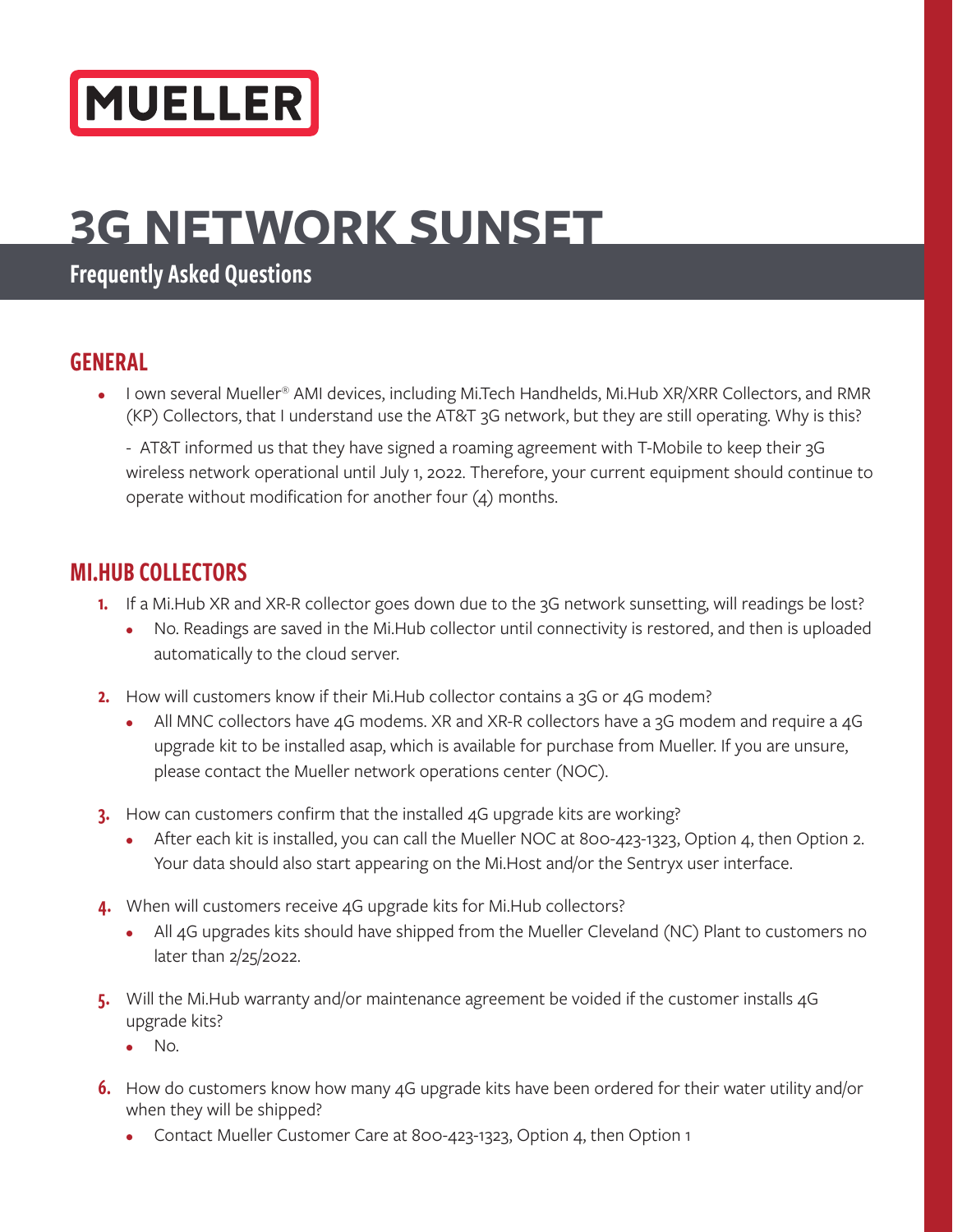MUELLER

# 3G NETWORK SUNSET

## Frequently Asked Questions

## GENERAL

- I own several Mueller® AMI devices, including Mi.Tech Handhelds, Mi.Hub XR/XRR Collectors, and RMR (KP) Collectors, that I understand use the AT&T 3G network, but they are still operating. Why is this?

  - AT&T informed us that they have signed a roaming agreement with T-Mobile to keep their 3G wireless network operational until July 1, 2022. Therefore, your current equipment should continue to operate without modification for another four (4) months.

## MI.HUB COLLECTORS

1. If a Mi.Hub XR and XR-R collector goes down due to the 3G network sunsetting, will readings be lost?
   - No. Readings are saved in the Mi.Hub collector until connectivity is restored, and then is uploaded automatically to the cloud server.
2. How will customers know if their Mi.Hub collector contains a 3G or 4G modem?
   - All MNC collectors have 4G modems. XR and XR-R collectors have a 3G modem and require a 4G upgrade kit to be installed asap, which is available for purchase from Mueller. If you are unsure, please contact the Mueller network operations center (NOC).
3. How can customers confirm that the installed 4G upgrade kits are working?
   - After each kit is installed, you can call the Mueller NOC at 800-423-1323, Option 4, then Option 2. Your data should also start appearing on the Mi.Host and/or the Sentryx user interface.
4. When will customers receive 4G upgrade kits for Mi.Hub collectors?
   - All 4G upgrades kits should have shipped from the Mueller Cleveland (NC) Plant to customers no later than 2/25/2022.
5. Will the Mi.Hub warranty and/or maintenance agreement be voided if the customer installs 4G upgrade kits?
   - No.
6. How do customers know how many 4G upgrade kits have been ordered for their water utility and/or when they will be shipped?
   - Contact Mueller Customer Care at 800-423-1323, Option 4, then Option 1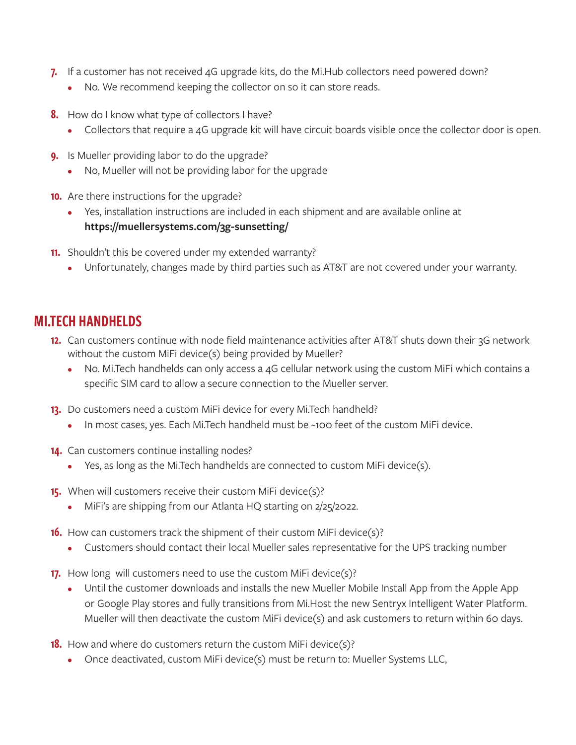7. If a customer has not received 4G upgrade kits, do the Mi.Hub collectors need powered down?
   - No. We recommend keeping the collector on so it can store reads.

8. How do I know what type of collectors I have?
   - Collectors that require a 4G upgrade kit will have circuit boards visible once the collector door is open.

9. Is Mueller providing labor to do the upgrade?
   - No, Mueller will not be providing labor for the upgrade

10. Are there instructions for the upgrade?
    - Yes, installation instructions are included in each shipment and are available online at **https://muellersystems.com/3g-sunsetting/**

11. Shouldn't this be covered under my extended warranty?
    - Unfortunately, changes made by third parties such as AT&T are not covered under your warranty.

## MI.TECH HANDHELDS

12. Can customers continue with node field maintenance activities after AT&T shuts down their 3G network without the custom MiFi device(s) being provided by Mueller?
    - No. Mi.Tech handhelds can only access a 4G cellular network using the custom MiFi which contains a specific SIM card to allow a secure connection to the Mueller server.

13. Do customers need a custom MiFi device for every Mi.Tech handheld?
    - In most cases, yes. Each Mi.Tech handheld must be ~100 feet of the custom MiFi device.

14. Can customers continue installing nodes?
    - Yes, as long as the Mi.Tech handhelds are connected to custom MiFi device(s).

15. When will customers receive their custom MiFi device(s)?
    - MiFi's are shipping from our Atlanta HQ starting on 2/25/2022.

16. How can customers track the shipment of their custom MiFi device(s)?
    - Customers should contact their local Mueller sales representative for the UPS tracking number

17. How long will customers need to use the custom MiFi device(s)?
    - Until the customer downloads and installs the new Mueller Mobile Install App from the Apple App or Google Play stores and fully transitions from Mi.Host the new Sentryx Intelligent Water Platform. Mueller will then deactivate the custom MiFi device(s) and ask customers to return within 60 days.

18. How and where do customers return the custom MiFi device(s)?
    - Once deactivated, custom MiFi device(s) must be return to: Mueller Systems LLC,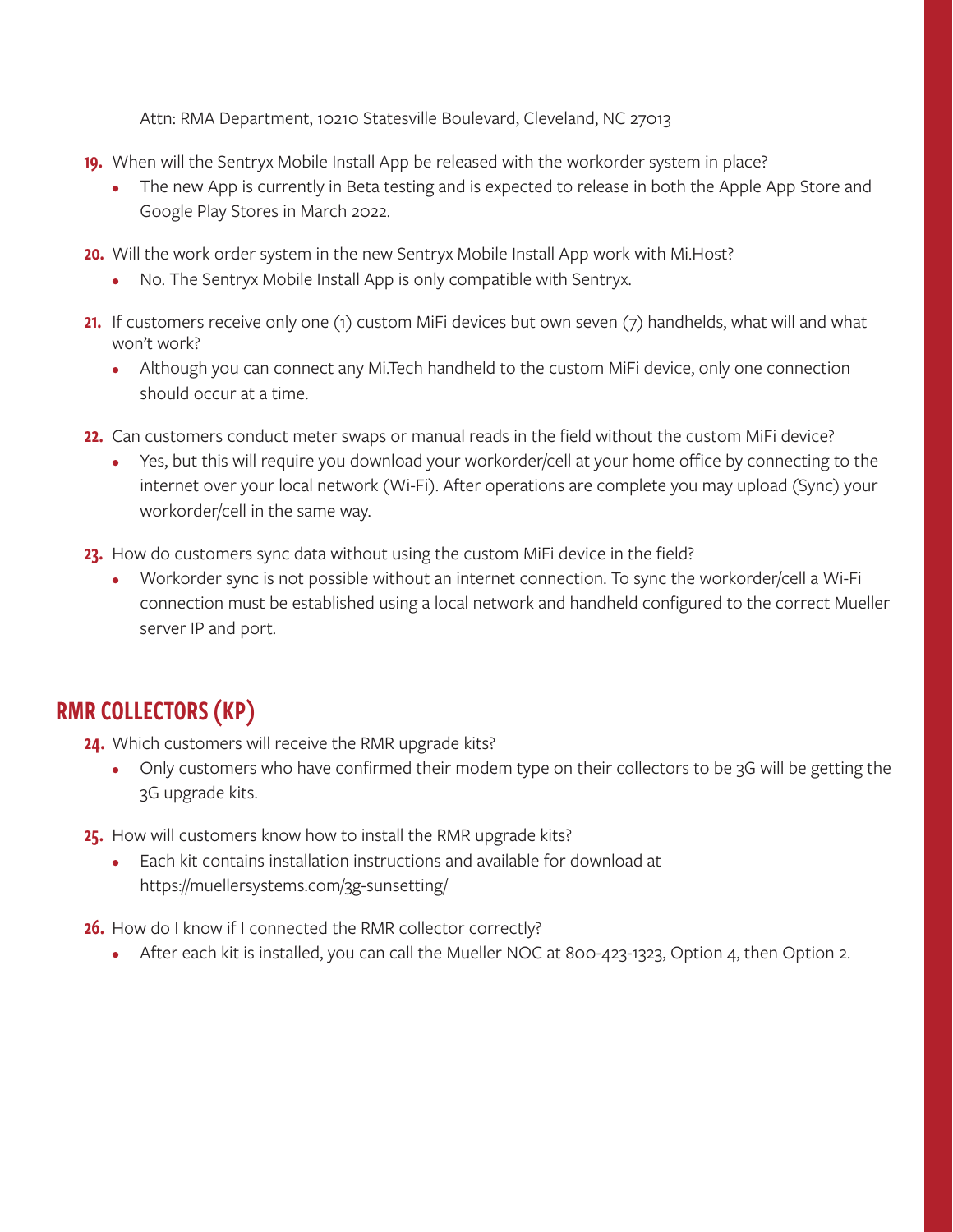Attn: RMA Department, 10210 Statesville Boulevard, Cleveland, NC 27013

19. When will the Sentryx Mobile Install App be released with the workorder system in place?
    - The new App is currently in Beta testing and is expected to release in both the Apple App Store and Google Play Stores in March 2022.

20. Will the work order system in the new Sentryx Mobile Install App work with Mi.Host?
    - No. The Sentryx Mobile Install App is only compatible with Sentryx.

21. If customers receive only one (1) custom MiFi devices but own seven (7) handhelds, what will and what won't work?
    - Although you can connect any Mi.Tech handheld to the custom MiFi device, only one connection should occur at a time.

22. Can customers conduct meter swaps or manual reads in the field without the custom MiFi device?
    - Yes, but this will require you download your workorder/cell at your home office by connecting to the internet over your local network (Wi-Fi). After operations are complete you may upload (Sync) your workorder/cell in the same way.

23. How do customers sync data without using the custom MiFi device in the field?
    - Workorder sync is not possible without an internet connection. To sync the workorder/cell a Wi-Fi connection must be established using a local network and handheld configured to the correct Mueller server IP and port.

## RMR COLLECTORS (KP)

24. Which customers will receive the RMR upgrade kits?
    - Only customers who have confirmed their modem type on their collectors to be 3G will be getting the 3G upgrade kits.

25. How will customers know how to install the RMR upgrade kits?
    - Each kit contains installation instructions and available for download at https://muellersystems.com/3g-sunsetting/

26. How do I know if I connected the RMR collector correctly?
    - After each kit is installed, you can call the Mueller NOC at 800-423-1323, Option 4, then Option 2.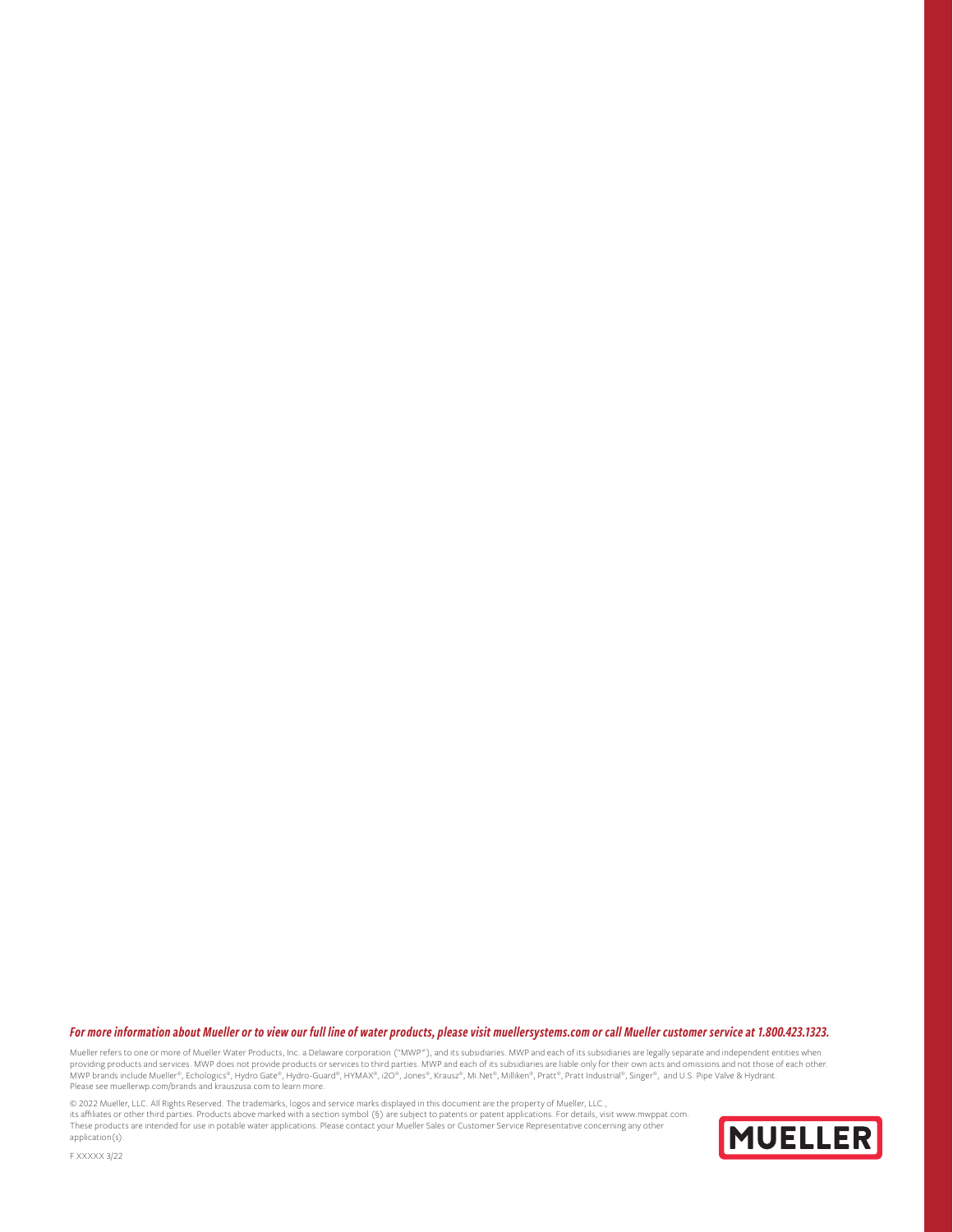***For more information about Mueller or to view our full line of water products, please visit muellersystems.com or call Mueller customer service at 1.800.423.1323.***

Mueller refers to one or more of Mueller Water Products, Inc. a Delaware corporation ("MWP"), and its subsidiaries. MWP and each of its subsidiaries are legally separate and independent entities when providing products and services. MWP does not provide products or services to third parties. MWP and each of its subsidiaries are liable only for their own acts and omissions and not those of each other. MWP brands include Mueller®, Echologics®, Hydro Gate®, Hydro-Guard®, HYMAX®, i2O®, Jones®, Krausz®, Mi.Net®, Milliken®, Pratt®, Pratt Industrial®, Singer®, and U.S. Pipe Valve & Hydrant. Please see muellerwp.com/brands and krauszusa.com to learn more.

© 2022 Mueller, LLC. All Rights Reserved. The trademarks, logos and service marks displayed in this document are the property of Mueller, LLC., its affiliates or other third parties. Products above marked with a section symbol (§) are subject to patents or patent applications. For details, visit www.mwppat.com. These products are intended for use in potable water applications. Please contact your Mueller Sales or Customer Service Representative concerning any other application(s).

F XXXXX 3/22

MUELLER